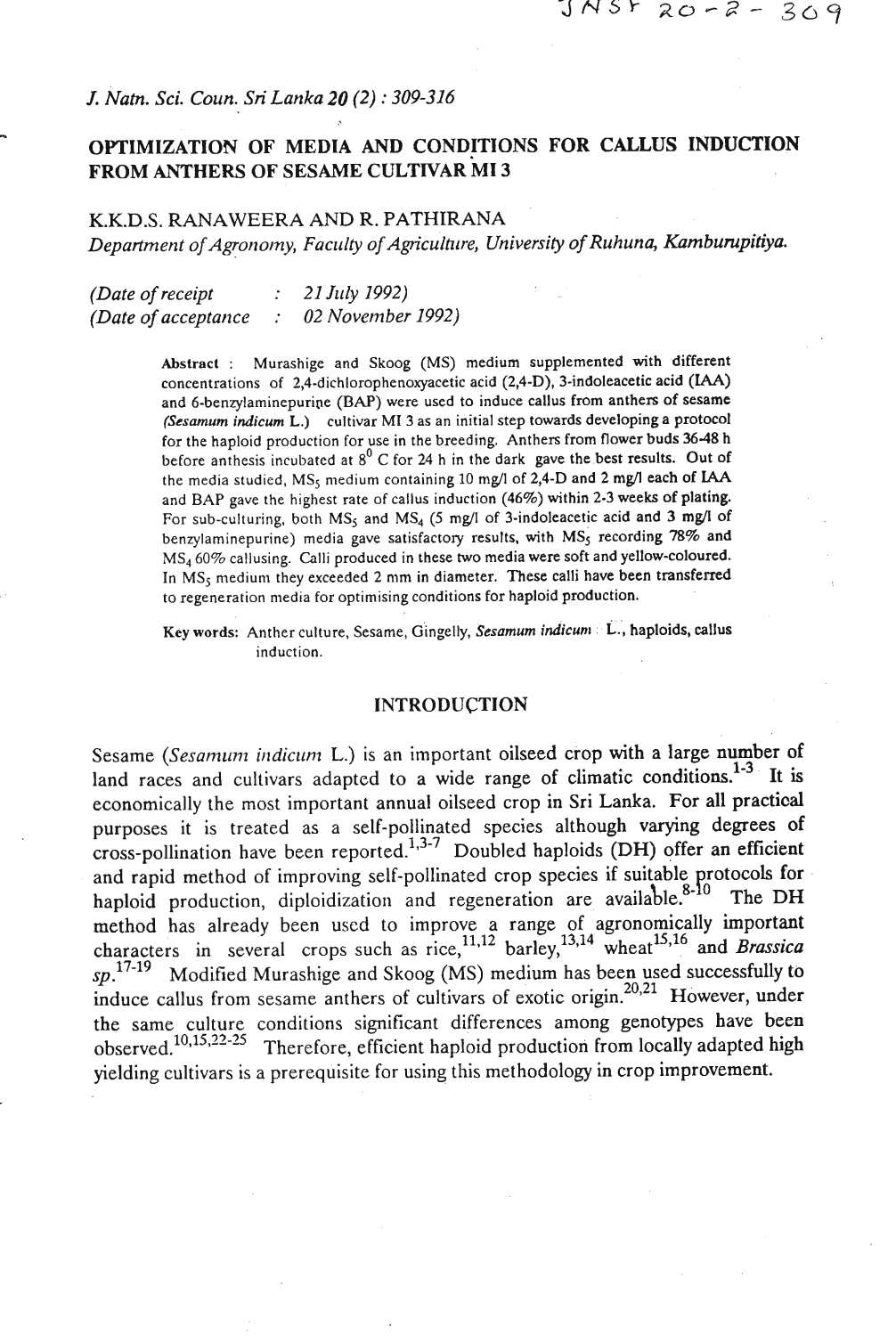# OPTIMIZATION OF MEDIA AND CONDITIONS FOR CALLUS INDUCTION FROM ANTHERS OF SESAME CULTIVAR MI 3

K.K.D.S. RANAWEERA AND R. PATHIRANA

*Department of Agronomy, Faculty of Agriculture, University of Ruhuna, Kamburupitiya.*

*(Date of receipt : 21 July 1992)*
*(Date of acceptance : 02 November 1992)*

**Abstract** : Murashige and Skoog (MS) medium supplemented with different concentrations of 2,4-dichlorophenoxyacetic acid (2,4-D), 3-indoleacetic acid (IAA) and 6-benzylaminepurine (BAP) were used to induce callus from anthers of sesame (*Sesamum indicum* L.) cultivar MI 3 as an initial step towards developing a protocol for the haploid production for use in the breeding. Anthers from flower buds 36-48 h before anthesis incubated at $8^0$ C for 24 h in the dark gave the best results. Out of the media studied, $MS_5$ medium containing 10 mg/l of 2,4-D and 2 mg/l each of IAA and BAP gave the highest rate of callus induction (46%) within 2-3 weeks of plating. For sub-culturing, both $MS_5$ and $MS_4$ (5 mg/l of 3-indoleacetic acid and 3 mg/l of benzylaminepurine) media gave satisfactory results, with $MS_5$ recording 78% and $MS_4$ 60% callusing. Calli produced in these two media were soft and yellow-coloured. In $MS_5$ medium they exceeded 2 mm in diameter. These calli have been transferred to regeneration media for optimising conditions for haploid production.

**Key words:** Anther culture, Sesame, Gingelly, *Sesamum indicum* L., haploids, callus induction.

## INTRODUCTION

Sesame (*Sesamum indicum* L.) is an important oilseed crop with a large number of land races and cultivars adapted to a wide range of climatic conditions.[1-3] It is economically the most important annual oilseed crop in Sri Lanka. For all practical purposes it is treated as a self-pollinated species although varying degrees of cross-pollination have been reported.[1,3-7] Doubled haploids (DH) offer an efficient and rapid method of improving self-pollinated crop species if suitable protocols for haploid production, diploidization and regeneration are available.[8-10] The DH method has already been used to improve a range of agronomically important characters in several crops such as rice,[11,12] barley,[13,14] wheat[15,16] and *Brassica sp*.[17-19] Modified Murashige and Skoog (MS) medium has been used successfully to induce callus from sesame anthers of cultivars of exotic origin.[20,21] However, under the same culture conditions significant differences among genotypes have been observed.[10,15,22-25] Therefore, efficient haploid production from locally adapted high yielding cultivars is a prerequisite for using this methodology in crop improvement.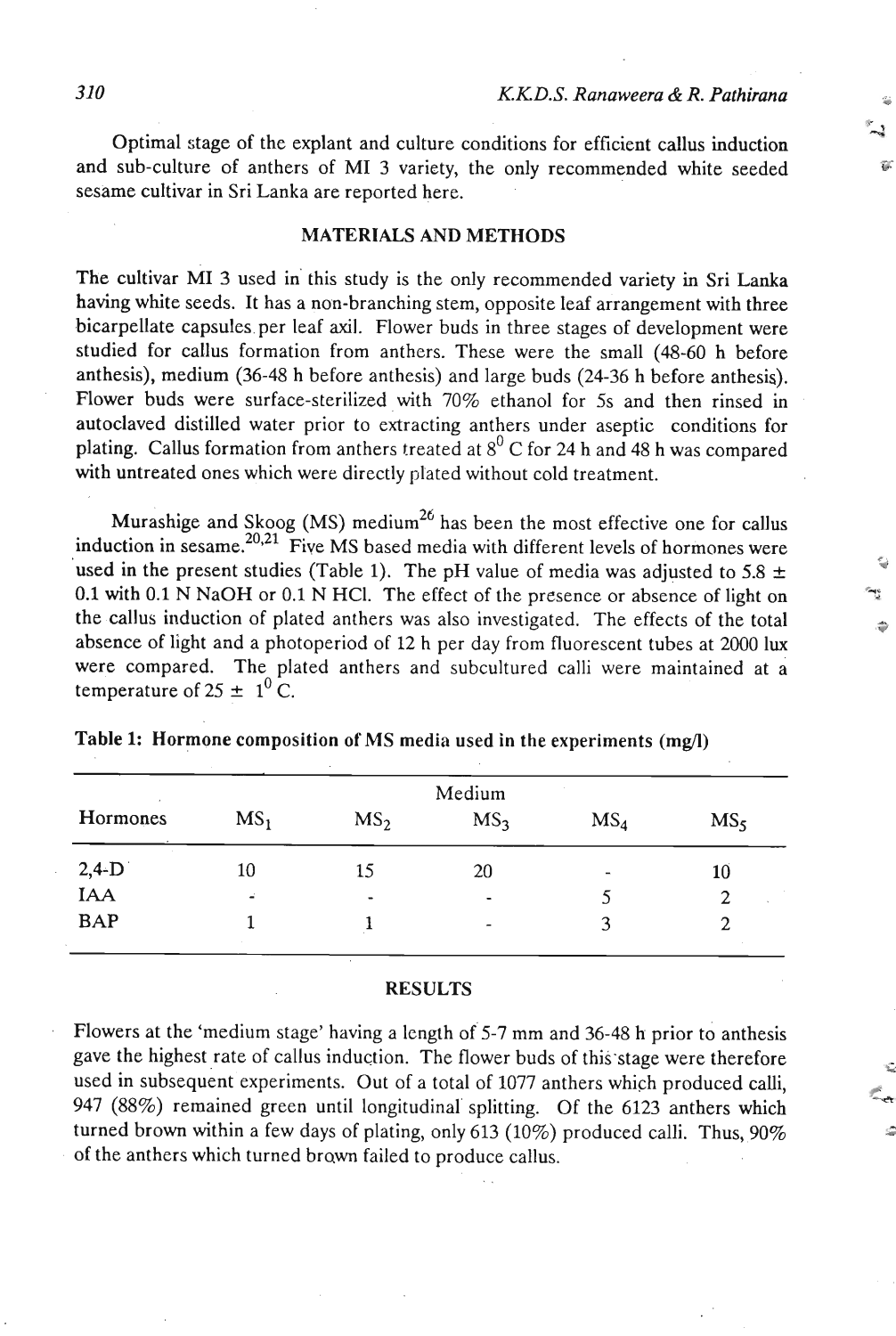Optimal stage of the explant and culture conditions for efficient callus induction and sub-culture of anthers of MI 3 variety, the only recommended white seeded sesame cultivar in Sri Lanka are reported here.

## MATERIALS AND METHODS

The cultivar MI 3 used in this study is the only recommended variety in Sri Lanka having white seeds. It has a non-branching stem, opposite leaf arrangement with three bicarpellate capsules per leaf axil. Flower buds in three stages of development were studied for callus formation from anthers. These were the small (48-60 h before anthesis), medium (36-48 h before anthesis) and large buds (24-36 h before anthesis). Flower buds were surface-sterilized with 70% ethanol for 5s and then rinsed in autoclaved distilled water prior to extracting anthers under aseptic conditions for plating. Callus formation from anthers treated at $8^0$ C for 24 h and 48 h was compared with untreated ones which were directly plated without cold treatment.

Murashige and Skoog (MS) medium[26] has been the most effective one for callus induction in sesame.[20,21] Five MS based media with different levels of hormones were used in the present studies (Table 1). The pH value of media was adjusted to 5.8 ± 0.1 with 0.1 N NaOH or 0.1 N HCl. The effect of the presence or absence of light on the callus induction of plated anthers was also investigated. The effects of the total absence of light and a photoperiod of 12 h per day from fluorescent tubes at 2000 lux were compared. The plated anthers and subcultured calli were maintained at a temperature of 25 ± $1^0$ C.

**Table 1: Hormone composition of MS media used in the experiments (mg/l)**

| Hormones | Medium | | | | |
|---|---|---|---|---|---|
| | $MS_1$ | $MS_2$ | $MS_3$ | $MS_4$ | $MS_5$ |
| 2,4-D | 10 | 15 | 20 | - | 10 |
| IAA | - | - | - | 5 | 2 |
| BAP | 1 | 1 | - | 3 | 2 |

## RESULTS

Flowers at the 'medium stage' having a length of 5-7 mm and 36-48 h prior to anthesis gave the highest rate of callus induction. The flower buds of this stage were therefore used in subsequent experiments. Out of a total of 1077 anthers which produced calli, 947 (88%) remained green until longitudinal splitting. Of the 6123 anthers which turned brown within a few days of plating, only 613 (10%) produced calli. Thus, 90% of the anthers which turned brown failed to produce callus.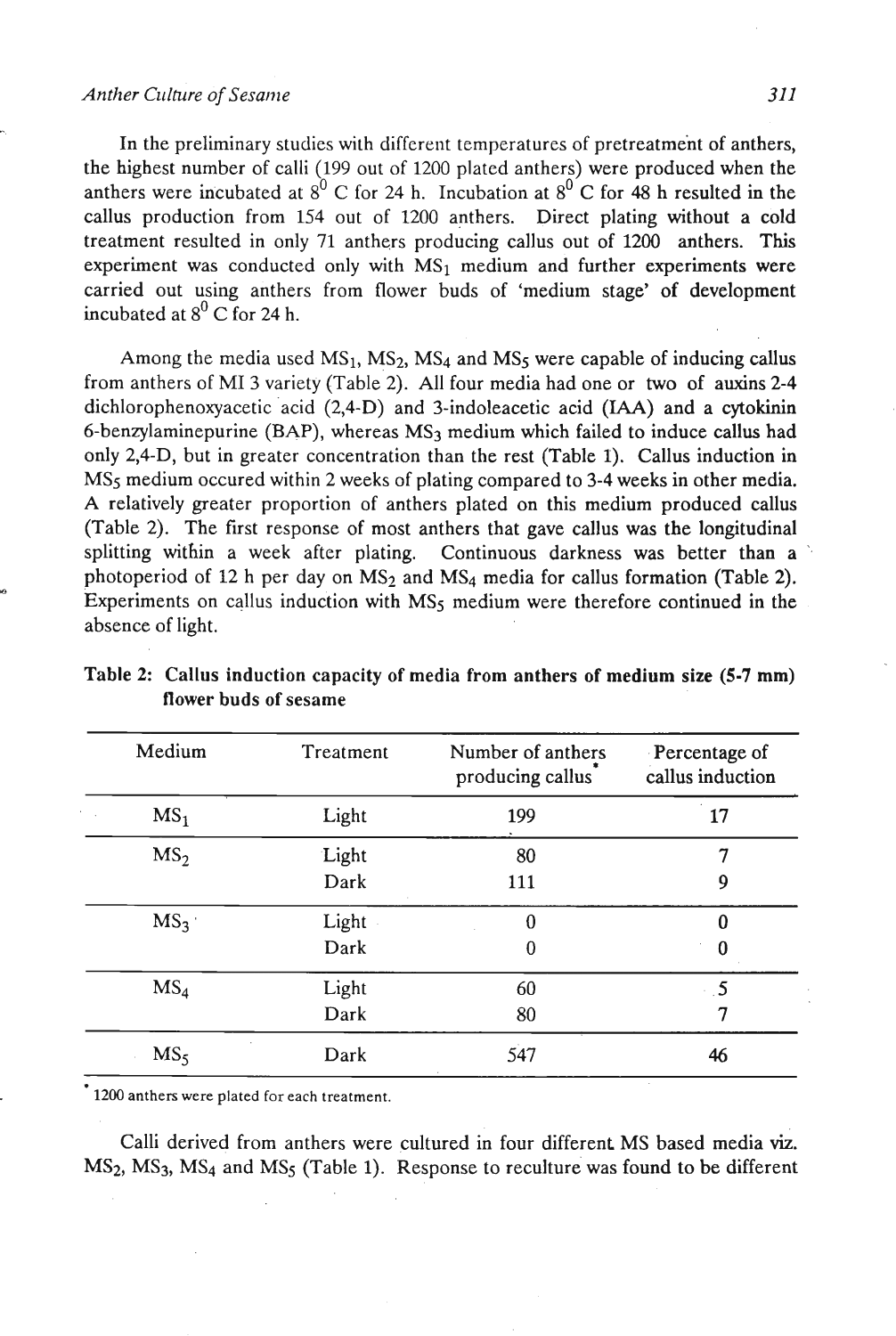In the preliminary studies with different temperatures of pretreatment of anthers, the highest number of calli (199 out of 1200 plated anthers) were produced when the anthers were incubated at $8^0$ C for 24 h. Incubation at $8^0$ C for 48 h resulted in the callus production from 154 out of 1200 anthers. Direct plating without a cold treatment resulted in only 71 anthers producing callus out of 1200 anthers. This experiment was conducted only with $MS_1$ medium and further experiments were carried out using anthers from flower buds of 'medium stage' of development incubated at $8^0$ C for 24 h.

Among the media used $MS_1$, $MS_2$, $MS_4$ and $MS_5$ were capable of inducing callus from anthers of MI 3 variety (Table 2). All four media had one or two of auxins 2-4 dichlorophenoxyacetic acid (2,4-D) and 3-indoleacetic acid (IAA) and a cytokinin 6-benzylaminepurine (BAP), whereas $MS_3$ medium which failed to induce callus had only 2,4-D, but in greater concentration than the rest (Table 1). Callus induction in $MS_5$ medium occured within 2 weeks of plating compared to 3-4 weeks in other media. A relatively greater proportion of anthers plated on this medium produced callus (Table 2). The first response of most anthers that gave callus was the longitudinal splitting within a week after plating. Continuous darkness was better than a photoperiod of 12 h per day on $MS_2$ and $MS_4$ media for callus formation (Table 2). Experiments on callus induction with $MS_5$ medium were therefore continued in the absence of light.

**Table 2: Callus induction capacity of media from anthers of medium size (5-7 mm) flower buds of sesame**

| Medium | Treatment | Number of anthers producing callus* | Percentage of callus induction |
|---|---|---|---|
| $MS_1$ | Light | 199 | 17 |
| $MS_2$ | Light | 80 | 7 |
| | Dark | 111 | 9 |
| $MS_3$ | Light | 0 | 0 |
| | Dark | 0 | 0 |
| $MS_4$ | Light | 60 | 5 |
| | Dark | 80 | 7 |
| $MS_5$ | Dark | 547 | 46 |

\* 1200 anthers were plated for each treatment.

Calli derived from anthers were cultured in four different MS based media viz. $MS_2$, $MS_3$, $MS_4$ and $MS_5$ (Table 1). Response to reculture was found to be different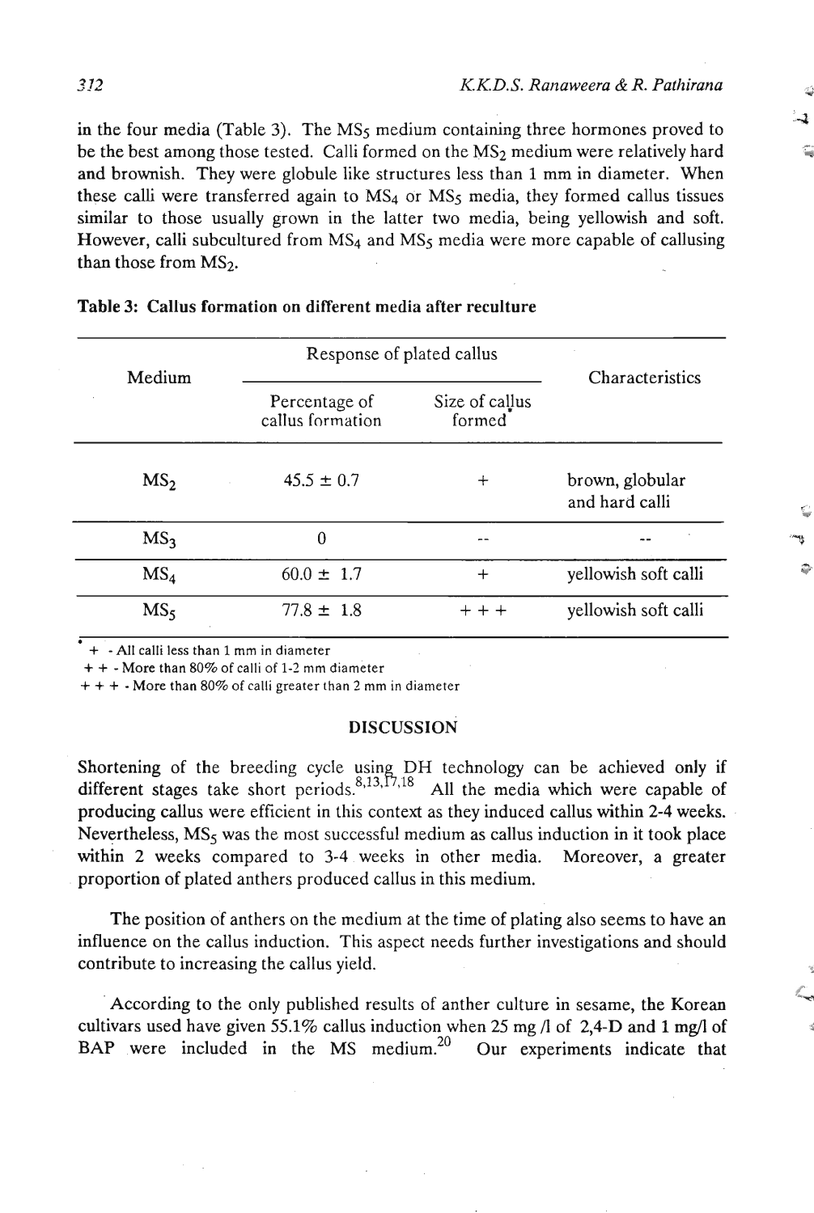in the four media (Table 3). The $MS_5$ medium containing three hormones proved to be the best among those tested. Calli formed on the $MS_2$ medium were relatively hard and brownish. They were globule like structures less than 1 mm in diameter. When these calli were transferred again to $MS_4$ or $MS_5$ media, they formed callus tissues similar to those usually grown in the latter two media, being yellowish and soft. However, calli subcultured from $MS_4$ and $MS_5$ media were more capable of callusing than those from $MS_2$.

**Table 3: Callus formation on different media after reculture**

| Medium | Response of plated callus | | Characteristics |
|---|---|---|---|
| | Percentage of callus formation | Size of callus formed* | |
| $MS_2$ | 45.5 ± 0.7 | + | brown, globular and hard calli |
| $MS_3$ | 0 | -- | -- |
| $MS_4$ | 60.0 ± 1.7 | + | yellowish soft calli |
| $MS_5$ | 77.8 ± 1.8 | + + + | yellowish soft calli |

\* + - All calli less than 1 mm in diameter
+ + - More than 80% of calli of 1-2 mm diameter
+ + + - More than 80% of calli greater than 2 mm in diameter

## DISCUSSION

Shortening of the breeding cycle using DH technology can be achieved only if different stages take short periods.[8,13,17,18] All the media which were capable of producing callus were efficient in this context as they induced callus within 2-4 weeks. Nevertheless, $MS_5$ was the most successful medium as callus induction in it took place within 2 weeks compared to 3-4 weeks in other media. Moreover, a greater proportion of plated anthers produced callus in this medium.

The position of anthers on the medium at the time of plating also seems to have an influence on the callus induction. This aspect needs further investigations and should contribute to increasing the callus yield.

According to the only published results of anther culture in sesame, the Korean cultivars used have given 55.1% callus induction when 25 mg /l of 2,4-D and 1 mg/l of BAP were included in the MS medium.[20] Our experiments indicate that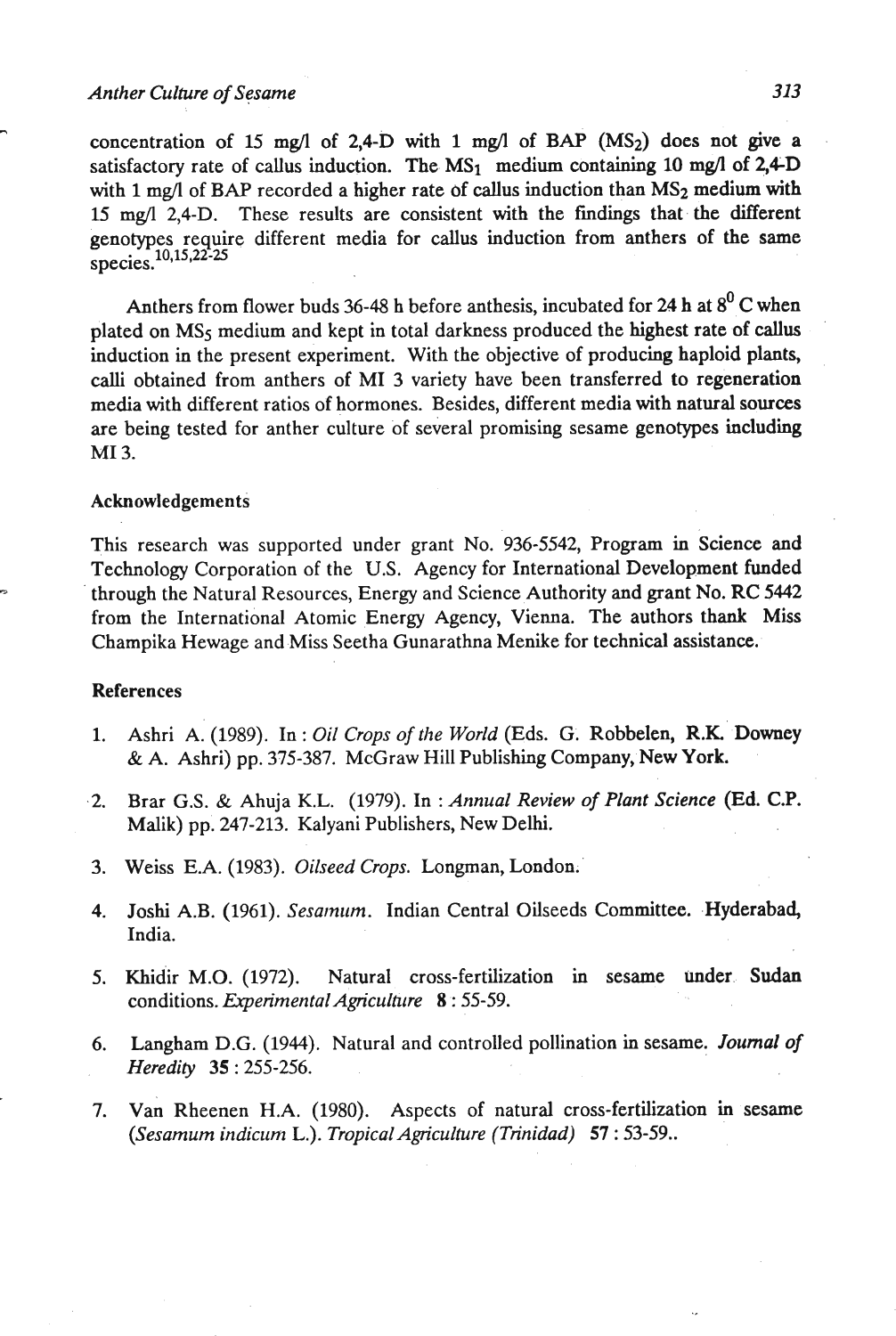concentration of 15 mg/l of 2,4-D with 1 mg/l of BAP ($MS_2$) does not give a satisfactory rate of callus induction. The $MS_1$ medium containing 10 mg/l of 2,4-D with 1 mg/l of BAP recorded a higher rate of callus induction than $MS_2$ medium with 15 mg/l 2,4-D. These results are consistent with the findings that the different genotypes require different media for callus induction from anthers of the same species.[10,15,22-25]

Anthers from flower buds 36-48 h before anthesis, incubated for 24 h at $8^0$ C when plated on $MS_5$ medium and kept in total darkness produced the highest rate of callus induction in the present experiment. With the objective of producing haploid plants, calli obtained from anthers of MI 3 variety have been transferred to regeneration media with different ratios of hormones. Besides, different media with natural sources are being tested for anther culture of several promising sesame genotypes including MI 3.

### Acknowledgements

This research was supported under grant No. 936-5542, Program in Science and Technology Corporation of the U.S. Agency for International Development funded through the Natural Resources, Energy and Science Authority and grant No. RC 5442 from the International Atomic Energy Agency, Vienna. The authors thank Miss Champika Hewage and Miss Seetha Gunarathna Menike for technical assistance.

### References

1. Ashri A. (1989). In : *Oil Crops of the World* (Eds. G. Robbelen, R.K. Downey & A. Ashri) pp. 375-387. McGraw Hill Publishing Company, New York.

2. Brar G.S. & Ahuja K.L. (1979). In : *Annual Review of Plant Science* (Ed. C.P. Malik) pp. 247-213. Kalyani Publishers, New Delhi.

3. Weiss E.A. (1983). *Oilseed Crops*. Longman, London.

4. Joshi A.B. (1961). *Sesamum*. Indian Central Oilseeds Committee. Hyderabad, India.

5. Khidir M.O. (1972). Natural cross-fertilization in sesame under Sudan conditions. *Experimental Agriculture* **8** : 55-59.

6. Langham D.G. (1944). Natural and controlled pollination in sesame. *Journal of Heredity* **35** : 255-256.

7. Van Rheenen H.A. (1980). Aspects of natural cross-fertilization in sesame (*Sesamum indicum* L.). *Tropical Agriculture (Trinidad)* **57** : 53-59..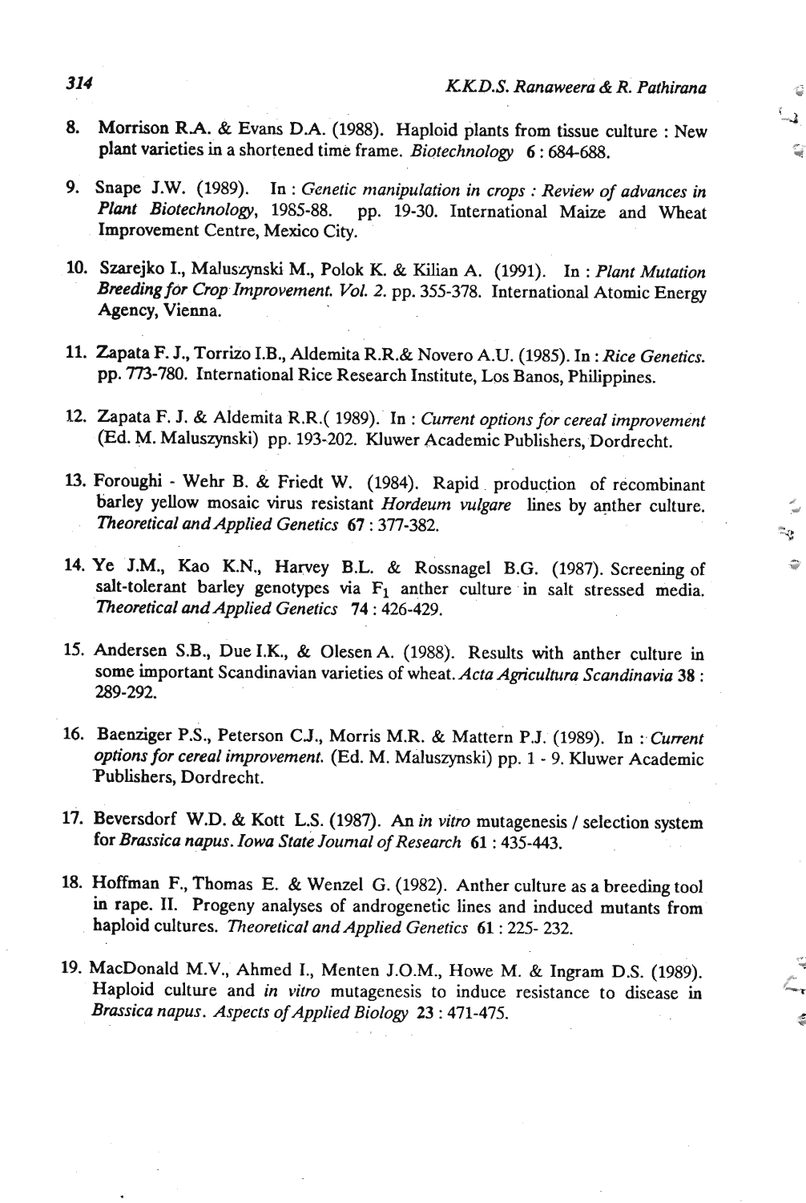8. Morrison R.A. & Evans D.A. (1988). Haploid plants from tissue culture : New plant varieties in a shortened time frame. *Biotechnology* **6** : 684-688.

9. Snape J.W. (1989). In : *Genetic manipulation in crops : Review of advances in Plant Biotechnology*, 1985-88. pp. 19-30. International Maize and Wheat Improvement Centre, Mexico City.

10. Szarejko I., Maluszynski M., Polok K. & Kilian A. (1991). In : *Plant Mutation Breeding for Crop Improvement. Vol. 2.* pp. 355-378. International Atomic Energy Agency, Vienna.

11. Zapata F. J., Torrizo I.B., Aldemita R.R.& Novero A.U. (1985). In : *Rice Genetics.* pp. 773-780. International Rice Research Institute, Los Banos, Philippines.

12. Zapata F. J. & Aldemita R.R.( 1989). In : *Current options for cereal improvement* (Ed. M. Maluszynski) pp. 193-202. Kluwer Academic Publishers, Dordrecht.

13. Foroughi - Wehr B. & Friedt W. (1984). Rapid production of recombinant barley yellow mosaic virus resistant *Hordeum vulgare* lines by anther culture. *Theoretical and Applied Genetics* **67** : 377-382.

14. Ye J.M., Kao K.N., Harvey B.L. & Rossnagel B.G. (1987). Screening of salt-tolerant barley genotypes via $F_1$ anther culture in salt stressed media. *Theoretical and Applied Genetics* **74** : 426-429.

15. Andersen S.B., Due I.K., & Olesen A. (1988). Results with anther culture in some important Scandinavian varieties of wheat. *Acta Agricultura Scandinavia* **38** : 289-292.

16. Baenziger P.S., Peterson C.J., Morris M.R. & Mattern P.J. (1989). In : *Current options for cereal improvement.* (Ed. M. Maluszynski) pp. 1 - 9. Kluwer Academic Publishers, Dordrecht.

17. Beversdorf W.D. & Kott L.S. (1987). An *in vitro* mutagenesis / selection system for *Brassica napus*. *Iowa State Journal of Research* **61** : 435-443.

18. Hoffman F., Thomas E. & Wenzel G. (1982). Anther culture as a breeding tool in rape. II. Progeny analyses of androgenetic lines and induced mutants from haploid cultures. *Theoretical and Applied Genetics* **61** : 225- 232.

19. MacDonald M.V., Ahmed I., Menten J.O.M., Howe M. & Ingram D.S. (1989). Haploid culture and *in vitro* mutagenesis to induce resistance to disease in *Brassica napus*. *Aspects of Applied Biology* **23** : 471-475.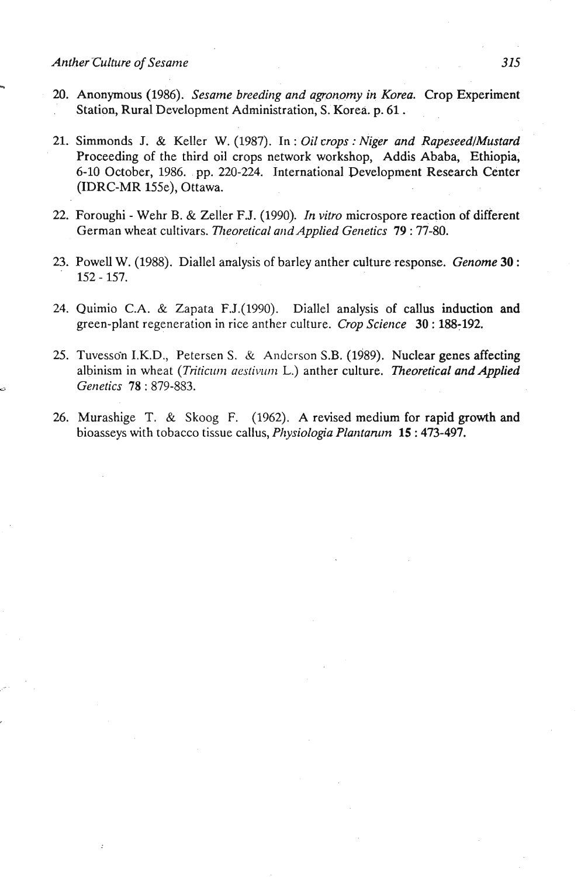20. Anonymous (1986). *Sesame breeding and agronomy in Korea.* Crop Experiment Station, Rural Development Administration, S. Korea. p. 61 .

21. Simmonds J. & Keller W. (1987). In : *Oil crops : Niger and Rapeseed/Mustard* Proceeding of the third oil crops network workshop, Addis Ababa, Ethiopia, 6-10 October, 1986. pp. 220-224. International Development Research Center (IDRC-MR 155e), Ottawa.

22. Foroughi - Wehr B. & Zeller F.J. (1990). *In vitro* microspore reaction of different German wheat cultivars. *Theoretical and Applied Genetics* **79** : 77-80.

23. Powell W. (1988). Diallel analysis of barley anther culture response. *Genome* **30** : 152 - 157.

24. Quimio C.A. & Zapata F.J.(1990). Diallel analysis of callus induction and green-plant regeneration in rice anther culture. *Crop Science* **30** : 188-192.

25. Tuvesson I.K.D., Petersen S. & Anderson S.B. (1989). Nuclear genes affecting albinism in wheat (*Triticum aestivum* L.) anther culture. *Theoretical and Applied Genetics* **78** : 879-883.

26. Murashige T. & Skoog F. (1962). A revised medium for rapid growth and bioasseys with tobacco tissue callus, *Physiologia Plantarum* **15** : 473-497.